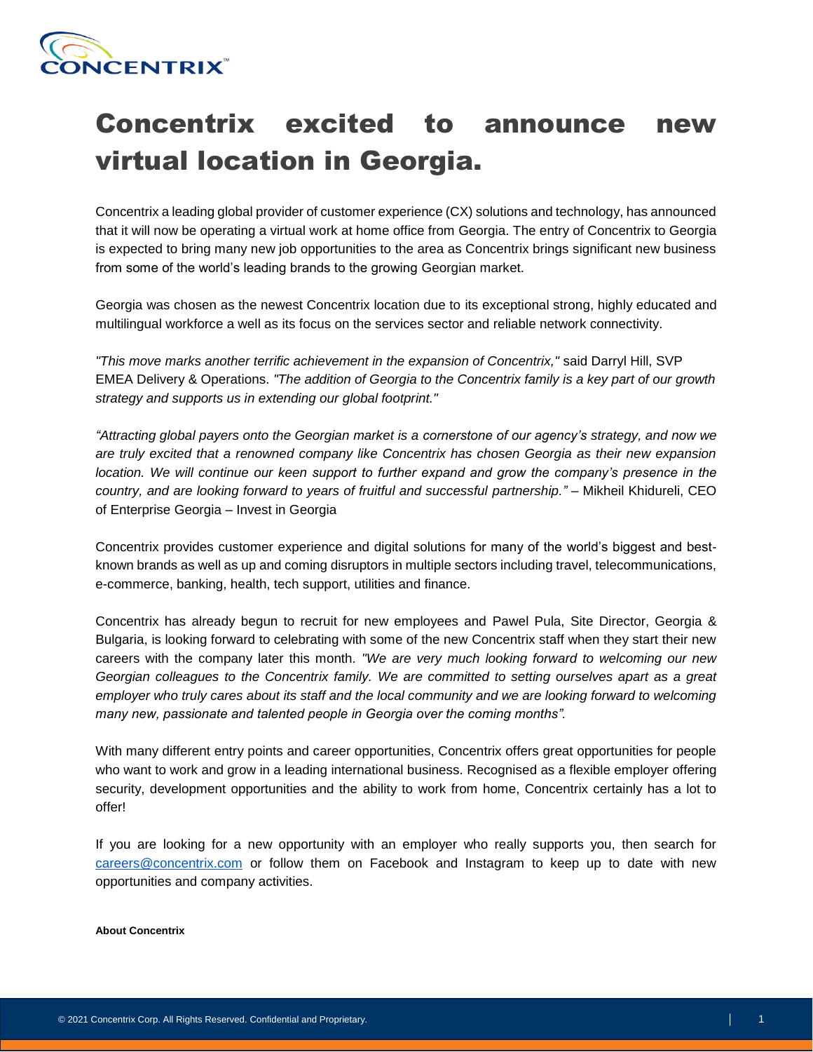# Concentrix excited to announce new virtual location in Georgia.

Concentrix a leading global provider of customer experience (CX) solutions and technology, has announced that it will now be operating a virtual work at home office from Georgia. The entry of Concentrix to Georgia is expected to bring many new job opportunities to the area as Concentrix brings significant new business from some of the world's leading brands to the growing Georgian market.

Georgia was chosen as the newest Concentrix location due to its exceptional strong, highly educated and multilingual workforce a well as its focus on the services sector and reliable network connectivity.

*"This move marks another terrific achievement in the expansion of Concentrix,"* said Darryl Hill, SVP EMEA Delivery & Operations. *"The addition of Georgia to the Concentrix family is a key part of our growth strategy and supports us in extending our global footprint."*

*"Attracting global payers onto the Georgian market is a cornerstone of our agency's strategy, and now we are truly excited that a renowned company like Concentrix has chosen Georgia as their new expansion location. We will continue our keen support to further expand and grow the company's presence in the country, and are looking forward to years of fruitful and successful partnership."* – Mikheil Khidureli, CEO of Enterprise Georgia – Invest in Georgia

Concentrix provides customer experience and digital solutions for many of the world's biggest and best-known brands as well as up and coming disruptors in multiple sectors including travel, telecommunications, e-commerce, banking, health, tech support, utilities and finance.

Concentrix has already begun to recruit for new employees and Pawel Pula, Site Director, Georgia & Bulgaria, is looking forward to celebrating with some of the new Concentrix staff when they start their new careers with the company later this month. *"We are very much looking forward to welcoming our new Georgian colleagues to the Concentrix family. We are committed to setting ourselves apart as a great employer who truly cares about its staff and the local community and we are looking forward to welcoming many new, passionate and talented people in Georgia over the coming months".*

With many different entry points and career opportunities, Concentrix offers great opportunities for people who want to work and grow in a leading international business. Recognised as a flexible employer offering security, development opportunities and the ability to work from home, Concentrix certainly has a lot to offer!

If you are looking for a new opportunity with an employer who really supports you, then search for careers@concentrix.com or follow them on Facebook and Instagram to keep up to date with new opportunities and company activities.

**About Concentrix**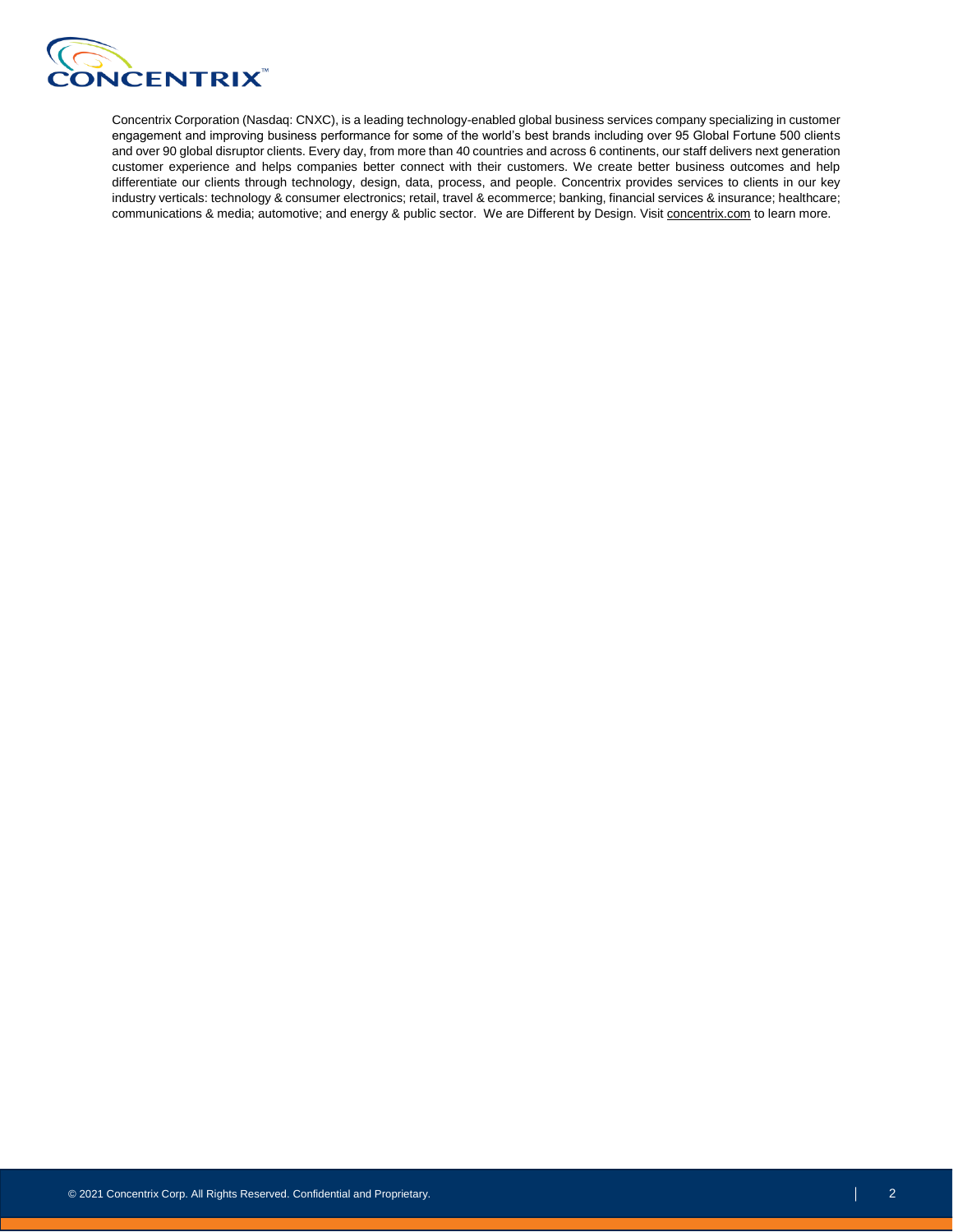Concentrix Corporation (Nasdaq: CNXC), is a leading technology-enabled global business services company specializing in customer engagement and improving business performance for some of the world's best brands including over 95 Global Fortune 500 clients and over 90 global disruptor clients. Every day, from more than 40 countries and across 6 continents, our staff delivers next generation customer experience and helps companies better connect with their customers. We create better business outcomes and help differentiate our clients through technology, design, data, process, and people. Concentrix provides services to clients in our key industry verticals: technology & consumer electronics; retail, travel & ecommerce; banking, financial services & insurance; healthcare; communications & media; automotive; and energy & public sector. We are Different by Design. Visit concentrix.com to learn more.